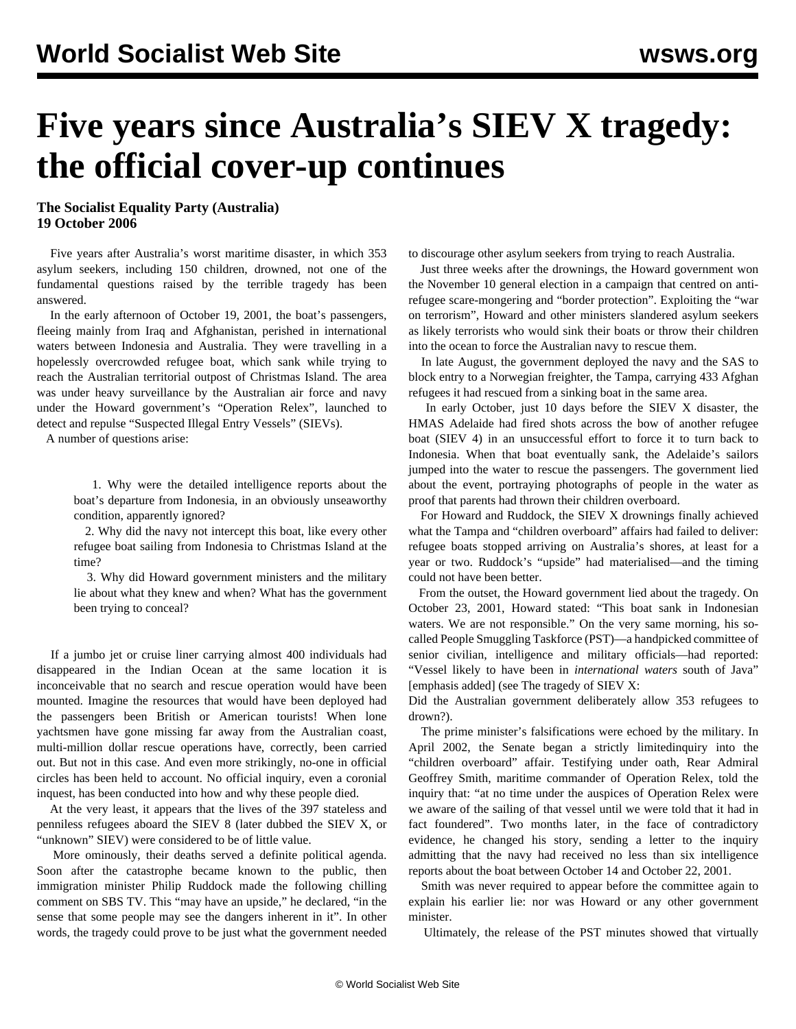# Five years since Australia's SIEV X tragedy: the official cover-up continues

**The Socialist Equality Party (Australia)**
**19 October 2006**

Five years after Australia's worst maritime disaster, in which 353 asylum seekers, including 150 children, drowned, not one of the fundamental questions raised by the terrible tragedy has been answered.

In the early afternoon of October 19, 2001, the boat's passengers, fleeing mainly from Iraq and Afghanistan, perished in international waters between Indonesia and Australia. They were travelling in a hopelessly overcrowded refugee boat, which sank while trying to reach the Australian territorial outpost of Christmas Island. The area was under heavy surveillance by the Australian air force and navy under the Howard government's "Operation Relex", launched to detect and repulse "Suspected Illegal Entry Vessels" (SIEVs).

A number of questions arise:

> 1. Why were the detailed intelligence reports about the boat's departure from Indonesia, in an obviously unseaworthy condition, apparently ignored?
>
> 2. Why did the navy not intercept this boat, like every other refugee boat sailing from Indonesia to Christmas Island at the time?
>
> 3. Why did Howard government ministers and the military lie about what they knew and when? What has the government been trying to conceal?

If a jumbo jet or cruise liner carrying almost 400 individuals had disappeared in the Indian Ocean at the same location it is inconceivable that no search and rescue operation would have been mounted. Imagine the resources that would have been deployed had the passengers been British or American tourists! When lone yachtsmen have gone missing far away from the Australian coast, multi-million dollar rescue operations have, correctly, been carried out. But not in this case. And even more strikingly, no-one in official circles has been held to account. No official inquiry, even a coronial inquest, has been conducted into how and why these people died.

At the very least, it appears that the lives of the 397 stateless and penniless refugees aboard the SIEV 8 (later dubbed the SIEV X, or "unknown" SIEV) were considered to be of little value.

More ominously, their deaths served a definite political agenda. Soon after the catastrophe became known to the public, then immigration minister Philip Ruddock made the following chilling comment on SBS TV. This "may have an upside," he declared, "in the sense that some people may see the dangers inherent in it". In other words, the tragedy could prove to be just what the government needed to discourage other asylum seekers from trying to reach Australia.

Just three weeks after the drownings, the Howard government won the November 10 general election in a campaign that centred on anti-refugee scare-mongering and "border protection". Exploiting the "war on terrorism", Howard and other ministers slandered asylum seekers as likely terrorists who would sink their boats or throw their children into the ocean to force the Australian navy to rescue them.

In late August, the government deployed the navy and the SAS to block entry to a Norwegian freighter, the Tampa, carrying 433 Afghan refugees it had rescued from a sinking boat in the same area.

In early October, just 10 days before the SIEV X disaster, the HMAS Adelaide had fired shots across the bow of another refugee boat (SIEV 4) in an unsuccessful effort to force it to turn back to Indonesia. When that boat eventually sank, the Adelaide's sailors jumped into the water to rescue the passengers. The government lied about the event, portraying photographs of people in the water as proof that parents had thrown their children overboard.

For Howard and Ruddock, the SIEV X drownings finally achieved what the Tampa and "children overboard" affairs had failed to deliver: refugee boats stopped arriving on Australia's shores, at least for a year or two. Ruddock's "upside" had materialised—and the timing could not have been better.

From the outset, the Howard government lied about the tragedy. On October 23, 2001, Howard stated: "This boat sank in Indonesian waters. We are not responsible." On the very same morning, his so-called People Smuggling Taskforce (PST)—a handpicked committee of senior civilian, intelligence and military officials—had reported: "Vessel likely to have been in *international waters* south of Java" [emphasis added] (see The tragedy of SIEV X: Did the Australian government deliberately allow 353 refugees to drown?).

The prime minister's falsifications were echoed by the military. In April 2002, the Senate began a strictly limitedinquiry into the "children overboard" affair. Testifying under oath, Rear Admiral Geoffrey Smith, maritime commander of Operation Relex, told the inquiry that: "at no time under the auspices of Operation Relex were we aware of the sailing of that vessel until we were told that it had in fact foundered". Two months later, in the face of contradictory evidence, he changed his story, sending a letter to the inquiry admitting that the navy had received no less than six intelligence reports about the boat between October 14 and October 22, 2001.

Smith was never required to appear before the committee again to explain his earlier lie: nor was Howard or any other government minister.

Ultimately, the release of the PST minutes showed that virtually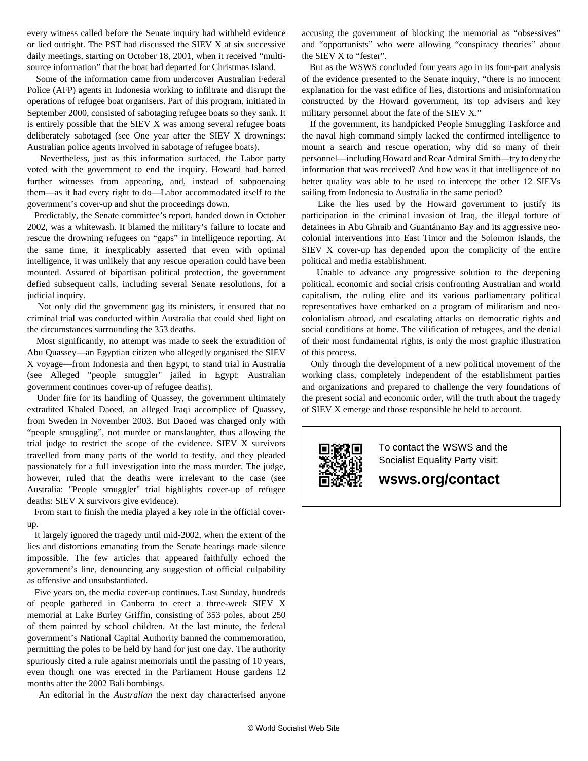every witness called before the Senate inquiry had withheld evidence or lied outright. The PST had discussed the SIEV X at six successive daily meetings, starting on October 18, 2001, when it received "multi-source information" that the boat had departed for Christmas Island.

Some of the information came from undercover Australian Federal Police (AFP) agents in Indonesia working to infiltrate and disrupt the operations of refugee boat organisers. Part of this program, initiated in September 2000, consisted of sabotaging refugee boats so they sank. It is entirely possible that the SIEV X was among several refugee boats deliberately sabotaged (see One year after the SIEV X drownings: Australian police agents involved in sabotage of refugee boats).

Nevertheless, just as this information surfaced, the Labor party voted with the government to end the inquiry. Howard had barred further witnesses from appearing, and, instead of subpoenaing them—as it had every right to do—Labor accommodated itself to the government's cover-up and shut the proceedings down.

Predictably, the Senate committee's report, handed down in October 2002, was a whitewash. It blamed the military's failure to locate and rescue the drowning refugees on "gaps" in intelligence reporting. At the same time, it inexplicably asserted that even with optimal intelligence, it was unlikely that any rescue operation could have been mounted. Assured of bipartisan political protection, the government defied subsequent calls, including several Senate resolutions, for a judicial inquiry.

Not only did the government gag its ministers, it ensured that no criminal trial was conducted within Australia that could shed light on the circumstances surrounding the 353 deaths.

Most significantly, no attempt was made to seek the extradition of Abu Quassey—an Egyptian citizen who allegedly organised the SIEV X voyage—from Indonesia and then Egypt, to stand trial in Australia (see Alleged "people smuggler" jailed in Egypt: Australian government continues cover-up of refugee deaths).

Under fire for its handling of Quassey, the government ultimately extradited Khaled Daoed, an alleged Iraqi accomplice of Quassey, from Sweden in November 2003. But Daoed was charged only with "people smuggling", not murder or manslaughter, thus allowing the trial judge to restrict the scope of the evidence. SIEV X survivors travelled from many parts of the world to testify, and they pleaded passionately for a full investigation into the mass murder. The judge, however, ruled that the deaths were irrelevant to the case (see Australia: "People smuggler" trial highlights cover-up of refugee deaths: SIEV X survivors give evidence).

From start to finish the media played a key role in the official cover-up.

It largely ignored the tragedy until mid-2002, when the extent of the lies and distortions emanating from the Senate hearings made silence impossible. The few articles that appeared faithfully echoed the government's line, denouncing any suggestion of official culpability as offensive and unsubstantiated.

Five years on, the media cover-up continues. Last Sunday, hundreds of people gathered in Canberra to erect a three-week SIEV X memorial at Lake Burley Griffin, consisting of 353 poles, about 250 of them painted by school children. At the last minute, the federal government's National Capital Authority banned the commemoration, permitting the poles to be held by hand for just one day. The authority spuriously cited a rule against memorials until the passing of 10 years, even though one was erected in the Parliament House gardens 12 months after the 2002 Bali bombings.

An editorial in the *Australian* the next day characterised anyone accusing the government of blocking the memorial as "obsessives" and "opportunists" who were allowing "conspiracy theories" about the SIEV X to "fester".

But as the WSWS concluded four years ago in its four-part analysis of the evidence presented to the Senate inquiry, "there is no innocent explanation for the vast edifice of lies, distortions and misinformation constructed by the Howard government, its top advisers and key military personnel about the fate of the SIEV X."

If the government, its handpicked People Smuggling Taskforce and the naval high command simply lacked the confirmed intelligence to mount a search and rescue operation, why did so many of their personnel—including Howard and Rear Admiral Smith—try to deny the information that was received? And how was it that intelligence of no better quality was able to be used to intercept the other 12 SIEVs sailing from Indonesia to Australia in the same period?

Like the lies used by the Howard government to justify its participation in the criminal invasion of Iraq, the illegal torture of detainees in Abu Ghraib and Guantánamo Bay and its aggressive neo-colonial interventions into East Timor and the Solomon Islands, the SIEV X cover-up has depended upon the complicity of the entire political and media establishment.

Unable to advance any progressive solution to the deepening political, economic and social crisis confronting Australian and world capitalism, the ruling elite and its various parliamentary political representatives have embarked on a program of militarism and neo-colonialism abroad, and escalating attacks on democratic rights and social conditions at home. The vilification of refugees, and the denial of their most fundamental rights, is only the most graphic illustration of this process.

Only through the development of a new political movement of the working class, completely independent of the establishment parties and organizations and prepared to challenge the very foundations of the present social and economic order, will the truth about the tragedy of SIEV X emerge and those responsible be held to account.

To contact the WSWS and the Socialist Equality Party visit:

**wsws.org/contact**